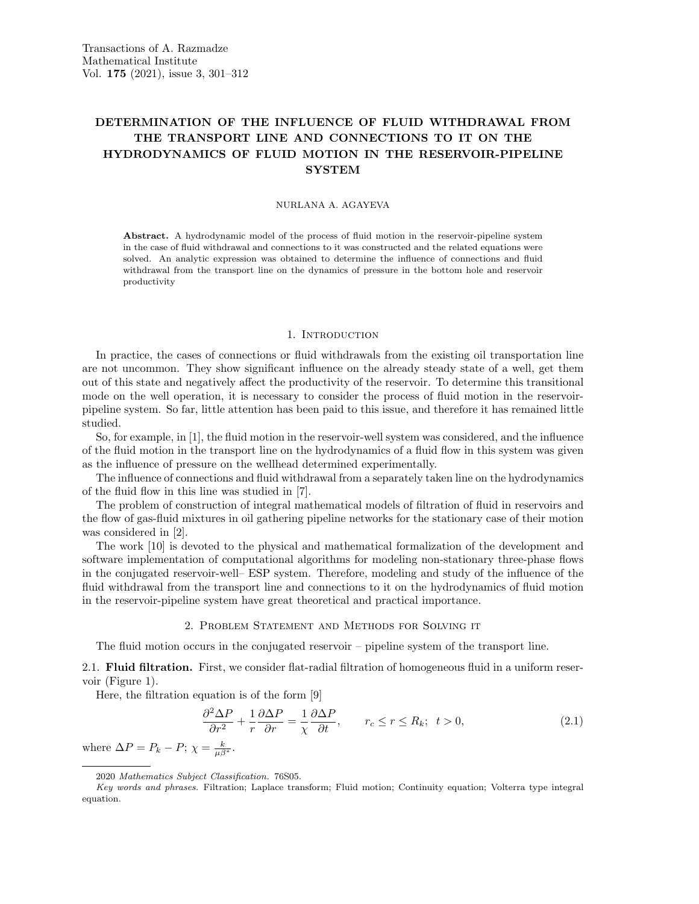# DETERMINATION OF THE INFLUENCE OF FLUID WITHDRAWAL FROM THE TRANSPORT LINE AND CONNECTIONS TO IT ON THE HYDRODYNAMICS OF FLUID MOTION IN THE RESERVOIR-PIPELINE SYSTEM

NURLANA A. AGAYEVA

**Abstract.** A hydrodynamic model of the process of fluid motion in the reservoir-pipeline system in the case of fluid withdrawal and connections to it was constructed and the related equations were solved. An analytic expression was obtained to determine the influence of connections and fluid withdrawal from the transport line on the dynamics of pressure in the bottom hole and reservoir productivity

## 1. Introduction

In practice, the cases of connections or fluid withdrawals from the existing oil transportation line are not uncommon. They show significant influence on the already steady state of a well, get them out of this state and negatively affect the productivity of the reservoir. To determine this transitional mode on the well operation, it is necessary to consider the process of fluid motion in the reservoir-pipeline system. So far, little attention has been paid to this issue, and therefore it has remained little studied.

So, for example, in [1], the fluid motion in the reservoir-well system was considered, and the influence of the fluid motion in the transport line on the hydrodynamics of a fluid flow in this system was given as the influence of pressure on the wellhead determined experimentally.

The influence of connections and fluid withdrawal from a separately taken line on the hydrodynamics of the fluid flow in this line was studied in [7].

The problem of construction of integral mathematical models of filtration of fluid in reservoirs and the flow of gas-fluid mixtures in oil gathering pipeline networks for the stationary case of their motion was considered in [2].

The work [10] is devoted to the physical and mathematical formalization of the development and software implementation of computational algorithms for modeling non-stationary three-phase flows in the conjugated reservoir-well– ESP system. Therefore, modeling and study of the influence of the fluid withdrawal from the transport line and connections to it on the hydrodynamics of fluid motion in the reservoir-pipeline system have great theoretical and practical importance.

## 2. Problem Statement and Methods for Solving it

The fluid motion occurs in the conjugated reservoir – pipeline system of the transport line.

2.1. **Fluid filtration.** First, we consider flat-radial filtration of homogeneous fluid in a uniform reservoir (Figure 1).

Here, the filtration equation is of the form [9]

$$\frac{\partial^2 \Delta P}{\partial r^2} + \frac{1}{r}\frac{\partial \Delta P}{\partial r} = \frac{1}{\chi}\frac{\partial \Delta P}{\partial t}, \qquad r_c \le r \le R_k; \;\; t > 0, \tag{2.1}$$

where $\Delta P = P_k - P$; $\chi = \frac{k}{\mu \beta^*}$.

---

2020 *Mathematics Subject Classification.* 76S05.

*Key words and phrases.* Filtration; Laplace transform; Fluid motion; Continuity equation; Volterra type integral equation.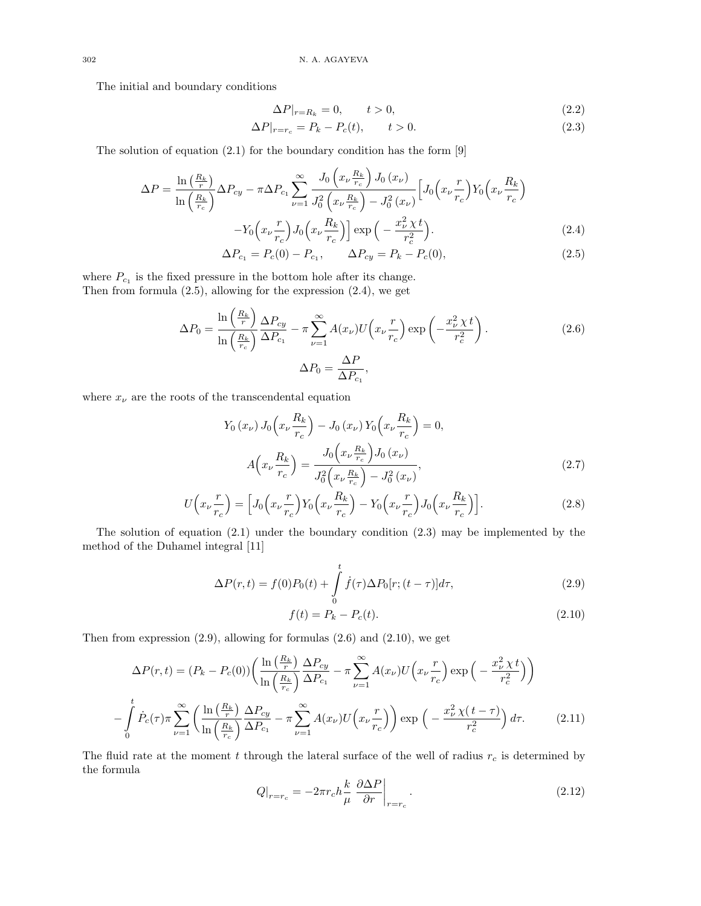The initial and boundary conditions

$$
\Delta P|_{r=R_k} = 0, \qquad t > 0, \tag{2.2}
$$

$$
\Delta P|_{r=r_c} = P_k - P_c(t), \qquad t > 0. \tag{2.3}
$$

The solution of equation (2.1) for the boundary condition has the form [9]

$$
\Delta P = \frac{\ln\left(\frac{R_k}{r}\right)}{\ln\left(\frac{R_k}{r_c}\right)} \Delta P_{cy} - \pi \Delta P_{c_1} \sum_{\nu=1}^{\infty} \frac{J_0\left(x_\nu \frac{R_k}{r_c}\right) J_0\left(x_\nu\right)}{J_0^2\left(x_\nu \frac{R_k}{r_c}\right) - J_0^2\left(x_\nu\right)} \Big[ J_0\Big(x_\nu \frac{r}{r_c}\Big) Y_0\Big(x_\nu \frac{R_k}{r_c}\Big)
$$

$$
- Y_0\Big(x_\nu \frac{r}{r_c}\Big) J_0\Big(x_\nu \frac{R_k}{r_c}\Big)\Big] \exp\Big( - \frac{x_\nu^2 \, \chi \, t}{r_c^2}\Big). \tag{2.4}
$$

$$
\Delta P_{c_1} = P_c(0) - P_{c_1}, \qquad \Delta P_{cy} = P_k - P_c(0), \tag{2.5}
$$

where $P_{c_1}$ is the fixed pressure in the bottom hole after its change.
Then from formula (2.5), allowing for the expression (2.4), we get

$$
\Delta P_0 = \frac{\ln\left(\frac{R_k}{r}\right)}{\ln\left(\frac{R_k}{r_c}\right)} \frac{\Delta P_{cy}}{\Delta P_{c_1}} - \pi \sum_{\nu=1}^{\infty} A(x_\nu) U\Big(x_\nu \frac{r}{r_c}\Big) \exp\left( - \frac{x_\nu^2 \, \chi \, t}{r_c^2}\right). \tag{2.6}
$$

$$
\Delta P_0 = \frac{\Delta P}{\Delta P_{c_1}},
$$

where $x_\nu$ are the roots of the transcendental equation

$$
Y_0\left(x_\nu\right) J_0\Big(x_\nu \frac{R_k}{r_c}\Big) - J_0\left(x_\nu\right) Y_0\Big(x_\nu \frac{R_k}{r_c}\Big) = 0,
$$

$$
A\Big(x_\nu \frac{R_k}{r_c}\Big) = \frac{J_0\Big(x_\nu \frac{R_k}{r_c}\Big) J_0\left(x_\nu\right)}{J_0^2\Big(x_\nu \frac{R_k}{r_c}\Big) - J_0^2\left(x_\nu\right)}, \tag{2.7}
$$

$$
U\Big(x_\nu \frac{r}{r_c}\Big) = \Big[ J_0\Big(x_\nu \frac{r}{r_c}\Big) Y_0\Big(x_\nu \frac{R_k}{r_c}\Big) - Y_0\Big(x_\nu \frac{r}{r_c}\Big) J_0\Big(x_\nu \frac{R_k}{r_c}\Big)\Big]. \tag{2.8}
$$

The solution of equation (2.1) under the boundary condition (2.3) may be implemented by the method of the Duhamel integral [11]

$$
\Delta P(r,t) = f(0) P_0(t) + \int_0^t \dot{f}(\tau) \Delta P_0[r; (t-\tau)] d\tau, \tag{2.9}
$$

$$
f(t) = P_k - P_c(t). \tag{2.10}
$$

Then from expression (2.9), allowing for formulas (2.6) and (2.10), we get

$$
\Delta P(r,t) = (P_k - P_c(0)) \Bigg( \frac{\ln\left(\frac{R_k}{r}\right)}{\ln\left(\frac{R_k}{r_c}\right)} \frac{\Delta P_{cy}}{\Delta P_{c_1}} - \pi \sum_{\nu=1}^{\infty} A(x_\nu) U\Big(x_\nu \frac{r}{r_c}\Big) \exp\Big( - \frac{x_\nu^2 \, \chi \, t}{r_c^2}\Big)\Bigg)
$$

$$
- \int_0^t \dot{P}_c(\tau) \pi \sum_{\nu=1}^{\infty} \Bigg( \frac{\ln\left(\frac{R_k}{r}\right)}{\ln\left(\frac{R_k}{r_c}\right)} \frac{\Delta P_{cy}}{\Delta P_{c_1}} - \pi \sum_{\nu=1}^{\infty} A(x_\nu) U\Big(x_\nu \frac{r}{r_c}\Big)\Bigg) \exp\Big( - \frac{x_\nu^2 \, \chi (\, t - \tau)}{r_c^2}\Big) \, d\tau. \tag{2.11}
$$

The fluid rate at the moment $t$ through the lateral surface of the well of radius $r_c$ is determined by the formula

$$
Q|_{r=r_c} = -2\pi r_c h \frac{k}{\mu} \left. \frac{\partial \Delta P}{\partial r} \right|_{r=r_c}. \tag{2.12}
$$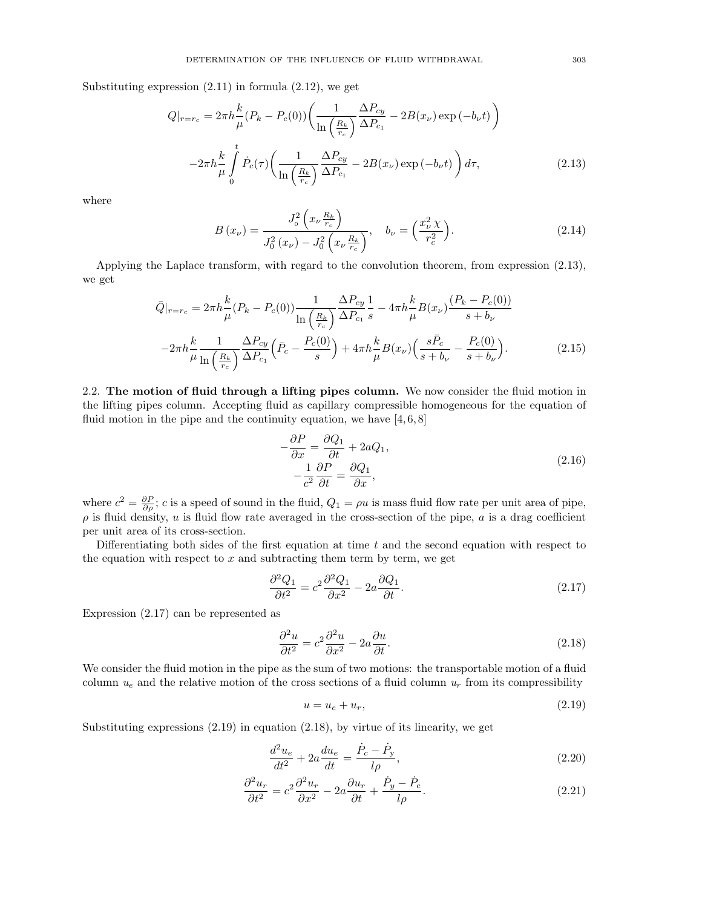Substituting expression (2.11) in formula (2.12), we get

$$
Q|_{r=r_c} = 2\pi h \frac{k}{\mu}(P_k - P_c(0))\left(\frac{1}{\ln\left(\frac{R_k}{r_c}\right)}\frac{\Delta P_{cy}}{\Delta P_{c_1}} - 2B(x_\nu)\exp\left(-b_\nu t\right)\right)
$$

$$
-2\pi h \frac{k}{\mu}\int_0^t \dot{P}_c(\tau)\left(\frac{1}{\ln\left(\frac{R_k}{r_c}\right)}\frac{\Delta P_{cy}}{\Delta P_{c_1}} - 2B(x_\nu)\exp\left(-b_\nu t\right)\right)d\tau, \tag{2.13}
$$

where

$$
B\left(x_\nu\right) = \frac{J_0^2\left(x_\nu \frac{R_k}{r_c}\right)}{J_0^2\left(x_\nu\right) - J_0^2\left(x_\nu \frac{R_k}{r_c}\right)}, \quad b_\nu = \left(\frac{x_\nu^2\,\chi}{r_c^2}\right). \tag{2.14}
$$

Applying the Laplace transform, with regard to the convolution theorem, from expression (2.13), we get

$$
\bar{Q}|_{r=r_c} = 2\pi h \frac{k}{\mu}(P_k - P_c(0))\frac{1}{\ln\left(\frac{R_k}{r_c}\right)}\frac{\Delta P_{cy}}{\Delta P_{c_1}}\frac{1}{s} - 4\pi h \frac{k}{\mu}B(x_\nu)\frac{(P_k - P_c(0))}{s + b_\nu}
$$

$$
-2\pi h \frac{k}{\mu}\frac{1}{\ln\left(\frac{R_k}{r_c}\right)}\frac{\Delta P_{cy}}{\Delta P_{c_1}}\left(\bar{P}_c - \frac{P_c(0)}{s}\right) + 4\pi h \frac{k}{\mu}B(x_\nu)\left(\frac{s\bar{P}_c}{s + b_\nu} - \frac{P_c(0)}{s + b_\nu}\right). \tag{2.15}
$$

2.2. **The motion of fluid through a lifting pipes column.** We now consider the fluid motion in the lifting pipes column. Accepting fluid as capillary compressible homogeneous for the equation of fluid motion in the pipe and the continuity equation, we have [4, 6, 8]

$$
\begin{gathered}
-\frac{\partial P}{\partial x} = \frac{\partial Q_1}{\partial t} + 2aQ_1, \\
-\frac{1}{c^2}\frac{\partial P}{\partial t} = \frac{\partial Q_1}{\partial x},
\end{gathered} \tag{2.16}
$$

where $c^2 = \frac{\partial P}{\partial \rho}$; $c$ is a speed of sound in the fluid, $Q_1 = \rho u$ is mass fluid flow rate per unit area of pipe, $\rho$ is fluid density, $u$ is fluid flow rate averaged in the cross-section of the pipe, $a$ is a drag coefficient per unit area of its cross-section.

Differentiating both sides of the first equation at time $t$ and the second equation with respect to the equation with respect to $x$ and subtracting them term by term, we get

$$
\frac{\partial^2 Q_1}{\partial t^2} = c^2\frac{\partial^2 Q_1}{\partial x^2} - 2a\frac{\partial Q_1}{\partial t}. \tag{2.17}
$$

Expression (2.17) can be represented as

$$
\frac{\partial^2 u}{\partial t^2} = c^2\frac{\partial^2 u}{\partial x^2} - 2a\frac{\partial u}{\partial t}. \tag{2.18}
$$

We consider the fluid motion in the pipe as the sum of two motions: the transportable motion of a fluid column $u_e$ and the relative motion of the cross sections of a fluid column $u_r$ from its compressibility

$$
u = u_e + u_r, \tag{2.19}
$$

Substituting expressions (2.19) in equation (2.18), by virtue of its linearity, we get

$$
\frac{d^2 u_e}{dt^2} + 2a\frac{du_e}{dt} = \frac{\dot{P}_c - \dot{P}_y}{l\rho}, \tag{2.20}
$$

$$
\frac{\partial^2 u_r}{\partial t^2} = c^2\frac{\partial^2 u_r}{\partial x^2} - 2a\frac{\partial u_r}{\partial t} + \frac{\dot{P}_y - \dot{P}_c}{l\rho}. \tag{2.21}
$$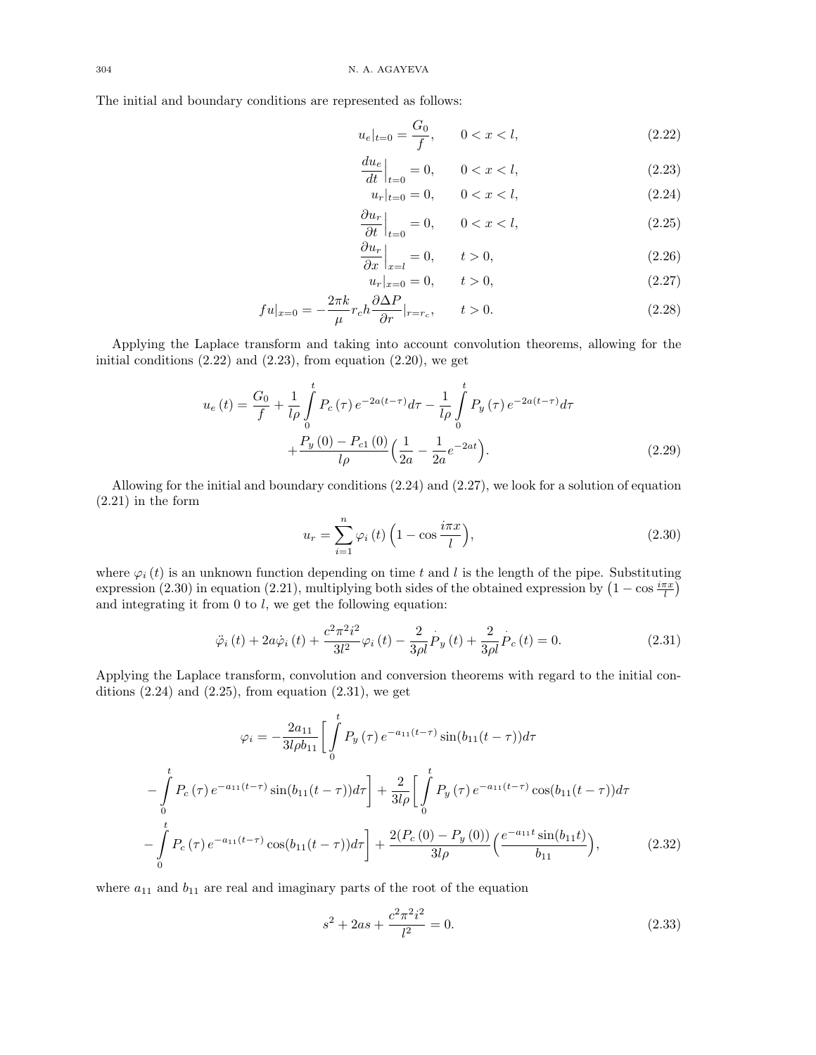The initial and boundary conditions are represented as follows:

$$u_e|_{t=0} = \frac{G_0}{f}, \qquad 0 < x < l, \tag{2.22}$$

$$\frac{du_e}{dt}\Big|_{t=0} = 0, \qquad 0 < x < l, \tag{2.23}$$

$$u_r|_{t=0} = 0, \qquad 0 < x < l, \tag{2.24}$$

$$\frac{\partial u_r}{\partial t}\Big|_{t=0} = 0, \qquad 0 < x < l, \tag{2.25}$$

$$\frac{\partial u_r}{\partial x}\Big|_{x=l} = 0, \qquad t > 0, \tag{2.26}$$

$$u_r|_{x=0} = 0, \qquad t > 0, \tag{2.27}$$

$$fu|_{x=0} = -\frac{2\pi k}{\mu} r_c h \frac{\partial \Delta P}{\partial r}|_{r=r_c}, \qquad t > 0. \tag{2.28}$$

Applying the Laplace transform and taking into account convolution theorems, allowing for the initial conditions (2.22) and (2.23), from equation (2.20), we get

$$u_e(t) = \frac{G_0}{f} + \frac{1}{l\rho}\int_0^t P_c(\tau) e^{-2a(t-\tau)} d\tau - \frac{1}{l\rho}\int_0^t P_y(\tau) e^{-2a(t-\tau)} d\tau + \frac{P_y(0) - P_{c1}(0)}{l\rho}\Big(\frac{1}{2a} - \frac{1}{2a}e^{-2at}\Big). \tag{2.29}$$

Allowing for the initial and boundary conditions (2.24) and (2.27), we look for a solution of equation (2.21) in the form

$$u_r = \sum_{i=1}^{n} \varphi_i(t)\Big(1 - \cos\frac{i\pi x}{l}\Big), \tag{2.30}$$

where $\varphi_i(t)$ is an unknown function depending on time $t$ and $l$ is the length of the pipe. Substituting expression (2.30) in equation (2.21), multiplying both sides of the obtained expression by $\big(1 - \cos\frac{i\pi x}{l}\big)$ and integrating it from 0 to $l$, we get the following equation:

$$\ddot{\varphi}_i(t) + 2a\dot{\varphi}_i(t) + \frac{c^2\pi^2 i^2}{3l^2}\varphi_i(t) - \frac{2}{3\rho l}\dot{P}_y(t) + \frac{2}{3\rho l}\dot{P}_c(t) = 0. \tag{2.31}$$

Applying the Laplace transform, convolution and conversion theorems with regard to the initial conditions (2.24) and (2.25), from equation (2.31), we get

$$\varphi_i = -\frac{2a_{11}}{3l\rho b_{11}}\Big[\int_0^t P_y(\tau) e^{-a_{11}(t-\tau)}\sin(b_{11}(t-\tau))d\tau - \int_0^t P_c(\tau) e^{-a_{11}(t-\tau)}\sin(b_{11}(t-\tau))d\tau\Big] + \frac{2}{3l\rho}\Big[\int_0^t P_y(\tau) e^{-a_{11}(t-\tau)}\cos(b_{11}(t-\tau))d\tau - \int_0^t P_c(\tau) e^{-a_{11}(t-\tau)}\cos(b_{11}(t-\tau))d\tau\Big] + \frac{2(P_c(0) - P_y(0))}{3l\rho}\Big(\frac{e^{-a_{11}t}\sin(b_{11}t)}{b_{11}}\Big), \tag{2.32}$$

where $a_{11}$ and $b_{11}$ are real and imaginary parts of the root of the equation

$$s^2 + 2as + \frac{c^2\pi^2 i^2}{l^2} = 0. \tag{2.33}$$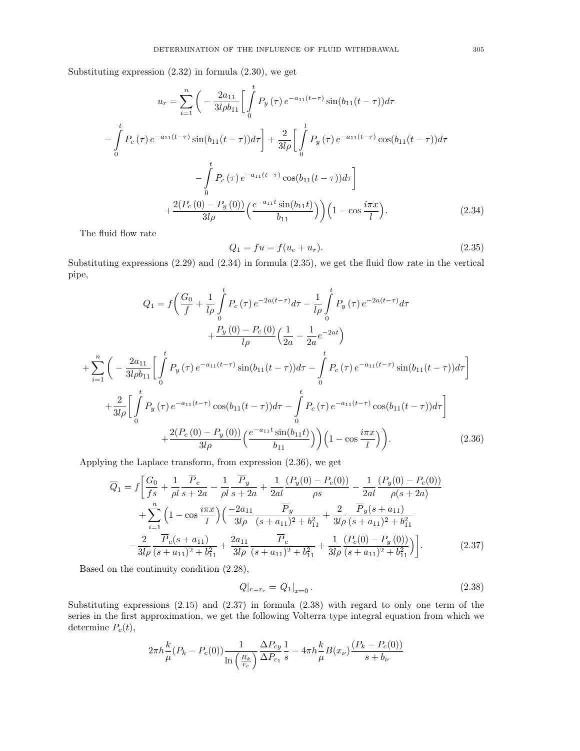Substituting expression (2.32) in formula (2.30), we get

$$
\begin{aligned}
u_r = \sum_{i=1}^{n} \Big( &-\frac{2a_{11}}{3l\rho b_{11}} \Big[ \int_0^t P_y(\tau) e^{-a_{11}(t-\tau)} \sin(b_{11}(t-\tau)) d\tau \\
&- \int_0^t P_c(\tau) e^{-a_{11}(t-\tau)} \sin(b_{11}(t-\tau)) d\tau \Big] + \frac{2}{3l\rho} \Big[ \int_0^t P_y(\tau) e^{-a_{11}(t-\tau)} \cos(b_{11}(t-\tau)) d\tau \\
&- \int_0^t P_c(\tau) e^{-a_{11}(t-\tau)} \cos(b_{11}(t-\tau)) d\tau \Big] \\
&+ \frac{2(P_c(0) - P_y(0))}{3l\rho} \Big( \frac{e^{-a_{11}t} \sin(b_{11}t)}{b_{11}} \Big) \Big) \Big( 1 - \cos \frac{i\pi x}{l} \Big).
\end{aligned} \tag{2.34}
$$

The fluid flow rate

$$
Q_1 = fu = f(u_e + u_r). \tag{2.35}
$$

Substituting expressions (2.29) and (2.34) in formula (2.35), we get the fluid flow rate in the vertical pipe,

$$
\begin{aligned}
Q_1 = f \Big( &\frac{G_0}{f} + \frac{1}{l\rho} \int_0^t P_c(\tau) e^{-2a(t-\tau)} d\tau - \frac{1}{l\rho} \int_0^t P_y(\tau) e^{-2a(t-\tau)} d\tau \\
&+ \frac{P_y(0) - P_c(0)}{l\rho} \Big( \frac{1}{2a} - \frac{1}{2a} e^{-2at} \Big) \\
+ \sum_{i=1}^{n} \Big( &-\frac{2a_{11}}{3l\rho b_{11}} \Big[ \int_0^t P_y(\tau) e^{-a_{11}(t-\tau)} \sin(b_{11}(t-\tau)) d\tau - \int_0^t P_c(\tau) e^{-a_{11}(t-\tau)} \sin(b_{11}(t-\tau)) d\tau \Big] \\
&+ \frac{2}{3l\rho} \Big[ \int_0^t P_y(\tau) e^{-a_{11}(t-\tau)} \cos(b_{11}(t-\tau)) d\tau - \int_0^t P_c(\tau) e^{-a_{11}(t-\tau)} \cos(b_{11}(t-\tau)) d\tau \Big] \\
&+ \frac{2(P_c(0) - P_y(0))}{3l\rho} \Big( \frac{e^{-a_{11}t} \sin(b_{11}t)}{b_{11}} \Big) \Big) \Big( 1 - \cos \frac{i\pi x}{l} \Big) \Big).
\end{aligned} \tag{2.36}
$$

Applying the Laplace transform, from expression (2.36), we get

$$
\begin{aligned}
\overline{Q}_1 = f \Big[ &\frac{G_0}{fs} + \frac{1}{\rho l} \frac{\overline{P}_c}{s+2a} - \frac{1}{\rho l} \frac{\overline{P}_y}{s+2a} + \frac{1}{2al} \frac{(P_y(0) - P_c(0))}{\rho s} - \frac{1}{2al} \frac{(P_y(0) - P_c(0))}{\rho(s+2a)} \\
&+ \sum_{i=1}^{n} \Big( 1 - \cos \frac{i\pi x}{l} \Big) \Big( \frac{-2a_{11}}{3l\rho} \frac{\overline{P}_y}{(s+a_{11})^2 + b_{11}^2} + \frac{2}{3l\rho} \frac{\overline{P}_y(s+a_{11})}{(s+a_{11})^2 + b_{11}^2} \\
&- \frac{2}{3l\rho} \frac{\overline{P}_c(s+a_{11})}{(s+a_{11})^2 + b_{11}^2} + \frac{2a_{11}}{3l\rho} \frac{\overline{P}_c}{(s+a_{11})^2 + b_{11}^2} + \frac{1}{3l\rho} \frac{(P_c(0) - P_y(0))}{(s+a_{11})^2 + b_{11}^2} \Big) \Big].
\end{aligned} \tag{2.37}
$$

Based on the continuity condition (2.28),

$$
Q|_{r=r_c} = Q_1|_{x=0}. \tag{2.38}
$$

Substituting expressions (2.15) and (2.37) in formula (2.38) with regard to only one term of the series in the first approximation, we get the following Volterra type integral equation from which we determine $P_c(t)$,

$$
2\pi h \frac{k}{\mu} (P_k - P_c(0)) \frac{1}{\ln\left(\frac{R_k}{r_c}\right)} \frac{\Delta P_{cy}}{\Delta P_{c_1}} \frac{1}{s} - 4\pi h \frac{k}{\mu} B(x_\nu) \frac{(P_k - P_c(0))}{s + b_\nu}
$$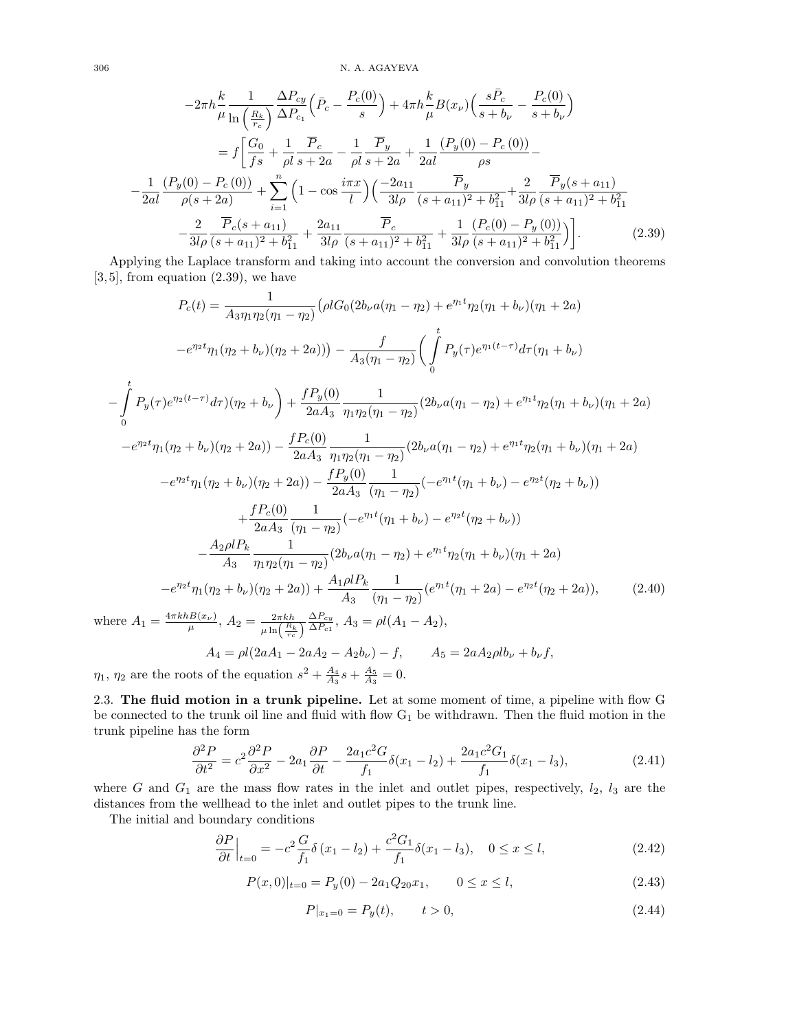$$
-2\pi h\frac{k}{\mu}\frac{1}{\ln\left(\frac{R_k}{r_c}\right)}\frac{\Delta P_{cy}}{\Delta P_{c_1}}\Big(\bar{P}_c-\frac{P_c(0)}{s}\Big)+4\pi h\frac{k}{\mu}B(x_\nu)\Big(\frac{s\bar{P}_c}{s+b_\nu}-\frac{P_c(0)}{s+b_\nu}\Big)
$$

$$
=f\bigg[\frac{G_0}{fs}+\frac{1}{\rho l}\frac{\overline{P}_c}{s+2a}-\frac{1}{\rho l}\frac{\overline{P}_y}{s+2a}+\frac{1}{2al}\frac{(P_y(0)-P_c(0))}{\rho s}-
$$

$$
-\frac{1}{2al}\frac{(P_y(0)-P_c(0))}{\rho(s+2a)}+\sum_{i=1}^{n}\Big(1-\cos\frac{i\pi x}{l}\Big)\Big(\frac{-2a_{11}}{3l\rho}\frac{\overline{P}_y}{(s+a_{11})^2+b_{11}^2}+\frac{2}{3l\rho}\frac{\overline{P}_y(s+a_{11})}{(s+a_{11})^2+b_{11}^2}
$$

$$
-\frac{2}{3l\rho}\frac{\overline{P}_c(s+a_{11})}{(s+a_{11})^2+b_{11}^2}+\frac{2a_{11}}{3l\rho}\frac{\overline{P}_c}{(s+a_{11})^2+b_{11}^2}+\frac{1}{3l\rho}\frac{(P_c(0)-P_y(0))}{(s+a_{11})^2+b_{11}^2}\Big)\bigg]. \tag{2.39}
$$

Applying the Laplace transform and taking into account the conversion and convolution theorems [3,5], from equation (2.39), we have

$$
P_c(t)=\frac{1}{A_3\eta_1\eta_2(\eta_1-\eta_2)}\big(\rho lG_0(2b_\nu a(\eta_1-\eta_2)+e^{\eta_1 t}\eta_2(\eta_1+b_\nu)(\eta_1+2a)
$$

$$
-e^{\eta_2 t}\eta_1(\eta_2+b_\nu)(\eta_2+2a))\big)-\frac{f}{A_3(\eta_1-\eta_2)}\bigg(\int_0^t P_y(\tau)e^{\eta_1(t-\tau)}d\tau(\eta_1+b_\nu)
$$

$$
-\int_0^t P_y(\tau)e^{\eta_2(t-\tau)}d\tau)(\eta_2+b_\nu\bigg)+\frac{fP_y(0)}{2aA_3}\frac{1}{\eta_1\eta_2(\eta_1-\eta_2)}(2b_\nu a(\eta_1-\eta_2)+e^{\eta_1 t}\eta_2(\eta_1+b_\nu)(\eta_1+2a)
$$

$$
-e^{\eta_2 t}\eta_1(\eta_2+b_\nu)(\eta_2+2a))-\frac{fP_c(0)}{2aA_3}\frac{1}{\eta_1\eta_2(\eta_1-\eta_2)}(2b_\nu a(\eta_1-\eta_2)+e^{\eta_1 t}\eta_2(\eta_1+b_\nu)(\eta_1+2a)
$$

$$
-e^{\eta_2 t}\eta_1(\eta_2+b_\nu)(\eta_2+2a))-\frac{fP_y(0)}{2aA_3}\frac{1}{(\eta_1-\eta_2)}(-e^{\eta_1 t}(\eta_1+b_\nu)-e^{\eta_2 t}(\eta_2+b_\nu))
$$

$$
+\frac{fP_c(0)}{2aA_3}\frac{1}{(\eta_1-\eta_2)}(-e^{\eta_1 t}(\eta_1+b_\nu)-e^{\eta_2 t}(\eta_2+b_\nu))
$$

$$
-\frac{A_2\rho lP_k}{A_3}\frac{1}{\eta_1\eta_2(\eta_1-\eta_2)}(2b_\nu a(\eta_1-\eta_2)+e^{\eta_1 t}\eta_2(\eta_1+b_\nu)(\eta_1+2a)
$$

$$
-e^{\eta_2 t}\eta_1(\eta_2+b_\nu)(\eta_2+2a))+\frac{A_1\rho lP_k}{A_3}\frac{1}{(\eta_1-\eta_2)}(e^{\eta_1 t}(\eta_1+2a)-e^{\eta_2 t}(\eta_2+2a)), \tag{2.40}
$$

where $A_1=\frac{4\pi khB(x_\nu)}{\mu}$, $A_2=\frac{2\pi kh}{\mu\ln\left(\frac{R_k}{r_c}\right)}\frac{\Delta P_{cy}}{\Delta P_{c1}}$, $A_3=\rho l(A_1-A_2)$,

$$
A_4=\rho l(2aA_1-2aA_2-A_2b_\nu)-f, \qquad A_5=2aA_2\rho lb_\nu+b_\nu f,
$$

$\eta_1$, $\eta_2$ are the roots of the equation $s^2+\frac{A_4}{A_3}s+\frac{A_5}{A_3}=0$.

**2.3. The fluid motion in a trunk pipeline.** Let at some moment of time, a pipeline with flow G be connected to the trunk oil line and fluid with flow $G_1$ be withdrawn. Then the fluid motion in the trunk pipeline has the form

$$
\frac{\partial^2 P}{\partial t^2}=c^2\frac{\partial^2 P}{\partial x^2}-2a_1\frac{\partial P}{\partial t}-\frac{2a_1c^2G}{f_1}\delta(x_1-l_2)+\frac{2a_1c^2G_1}{f_1}\delta(x_1-l_3), \tag{2.41}
$$

where $G$ and $G_1$ are the mass flow rates in the inlet and outlet pipes, respectively, $l_2$, $l_3$ are the distances from the wellhead to the inlet and outlet pipes to the trunk line.

The initial and boundary conditions

$$
\frac{\partial P}{\partial t}\Big|_{t=0}=-c^2\frac{G}{f_1}\delta(x_1-l_2)+\frac{c^2G_1}{f_1}\delta(x_1-l_3), \quad 0\le x\le l, \tag{2.42}
$$

$$
P(x,0)|_{t=0}=P_y(0)-2a_1Q_{20}x_1, \qquad 0\le x\le l, \tag{2.43}
$$

$$
P|_{x_1=0}=P_y(t), \qquad t>0, \tag{2.44}
$$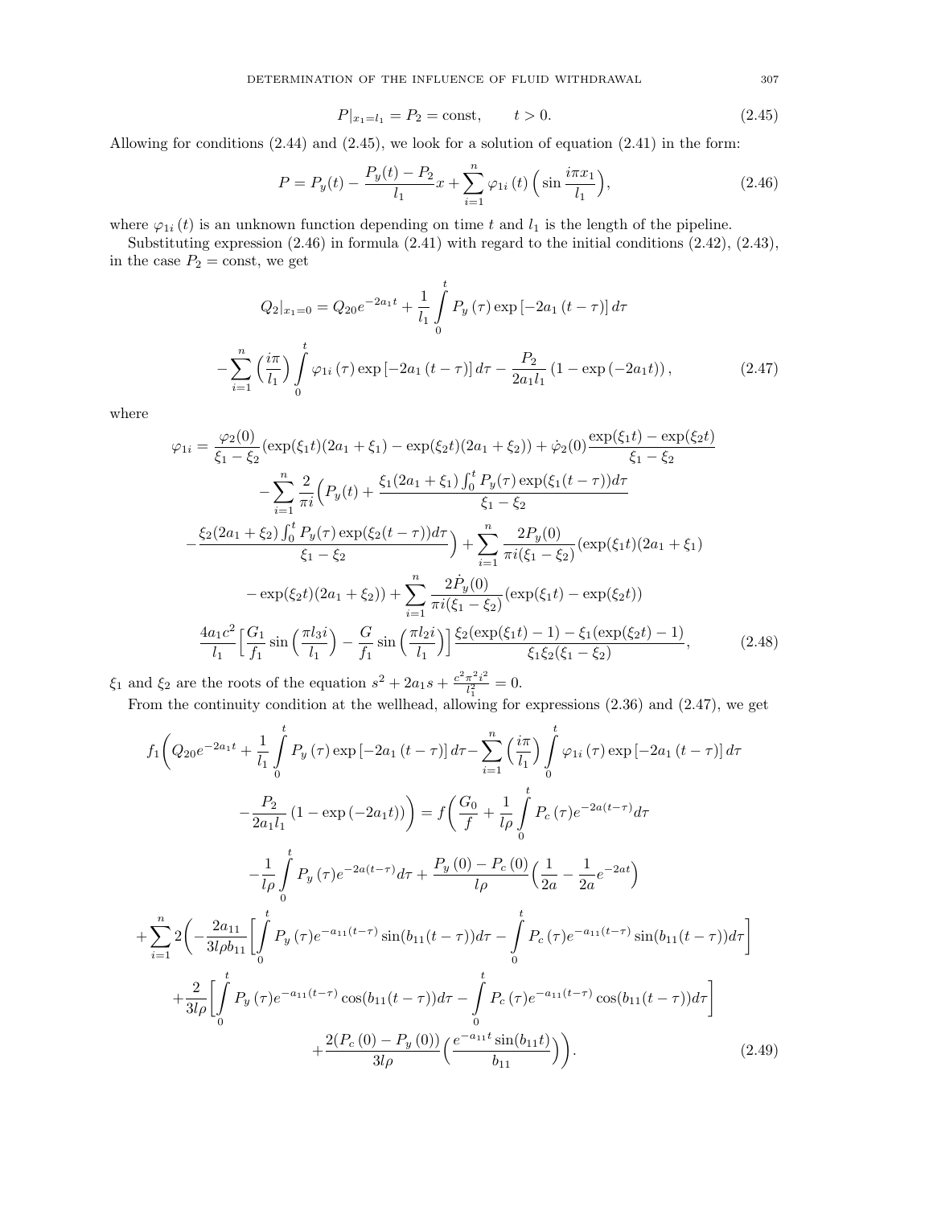$$P|_{x_1=l_1} = P_2 = \text{const}, \qquad t > 0. \tag{2.45}$$

Allowing for conditions (2.44) and (2.45), we look for a solution of equation (2.41) in the form:

$$P = P_y(t) - \frac{P_y(t) - P_2}{l_1}x + \sum_{i=1}^{n} \varphi_{1i}(t)\Big(\sin\frac{i\pi x_1}{l_1}\Big), \tag{2.46}$$

where $\varphi_{1i}(t)$ is an unknown function depending on time $t$ and $l_1$ is the length of the pipeline.

Substituting expression (2.46) in formula (2.41) with regard to the initial conditions (2.42), (2.43), in the case $P_2 = \text{const}$, we get

$$Q_2|_{x_1=0} = Q_{20}e^{-2a_1 t} + \frac{1}{l_1}\int_0^t P_y(\tau)\exp[-2a_1(t-\tau)]\,d\tau$$

$$-\sum_{i=1}^{n}\Big(\frac{i\pi}{l_1}\Big)\int_0^t \varphi_{1i}(\tau)\exp[-2a_1(t-\tau)]\,d\tau - \frac{P_2}{2a_1 l_1}\left(1-\exp(-2a_1 t)\right), \tag{2.47}$$

where

$$\varphi_{1i} = \frac{\varphi_2(0)}{\xi_1-\xi_2}(\exp(\xi_1 t)(2a_1+\xi_1) - \exp(\xi_2 t)(2a_1+\xi_2)) + \dot{\varphi}_2(0)\frac{\exp(\xi_1 t)-\exp(\xi_2 t)}{\xi_1-\xi_2}$$

$$-\sum_{i=1}^{n}\frac{2}{\pi i}\Big(P_y(t) + \frac{\xi_1(2a_1+\xi_1)\int_0^t P_y(\tau)\exp(\xi_1(t-\tau))d\tau}{\xi_1-\xi_2}$$

$$-\frac{\xi_2(2a_1+\xi_2)\int_0^t P_y(\tau)\exp(\xi_2(t-\tau))d\tau}{\xi_1-\xi_2}\Big) + \sum_{i=1}^{n}\frac{2P_y(0)}{\pi i(\xi_1-\xi_2)}(\exp(\xi_1 t)(2a_1+\xi_1)$$

$$-\exp(\xi_2 t)(2a_1+\xi_2)) + \sum_{i=1}^{n}\frac{2\dot{P}_y(0)}{\pi i(\xi_1-\xi_2)}(\exp(\xi_1 t)-\exp(\xi_2 t))$$

$$\frac{4a_1c^2}{l_1}\Big[\frac{G_1}{f_1}\sin\Big(\frac{\pi l_3 i}{l_1}\Big) - \frac{G}{f_1}\sin\Big(\frac{\pi l_2 i}{l_1}\Big)\Big]\frac{\xi_2(\exp(\xi_1 t)-1) - \xi_1(\exp(\xi_2 t)-1)}{\xi_1\xi_2(\xi_1-\xi_2)}, \tag{2.48}$$

$\xi_1$ and $\xi_2$ are the roots of the equation $s^2 + 2a_1 s + \frac{c^2\pi^2 i^2}{l_1^2} = 0$.

From the continuity condition at the wellhead, allowing for expressions (2.36) and (2.47), we get

$$f_1\Bigg(Q_{20}e^{-2a_1 t} + \frac{1}{l_1}\int_0^t P_y(\tau)\exp[-2a_1(t-\tau)]\,d\tau - \sum_{i=1}^{n}\Big(\frac{i\pi}{l_1}\Big)\int_0^t \varphi_{1i}(\tau)\exp[-2a_1(t-\tau)]\,d\tau$$

$$-\frac{P_2}{2a_1 l_1}(1-\exp(-2a_1 t))\Bigg) = f\Bigg(\frac{G_0}{f} + \frac{1}{l\rho}\int_0^t P_c(\tau)e^{-2a(t-\tau)}d\tau$$

$$-\frac{1}{l\rho}\int_0^t P_y(\tau)e^{-2a(t-\tau)}d\tau + \frac{P_y(0)-P_c(0)}{l\rho}\Big(\frac{1}{2a} - \frac{1}{2a}e^{-2at}\Big)$$

$$+\sum_{i=1}^{n}2\Big(-\frac{2a_{11}}{3l\rho b_{11}}\Big[\int_0^t P_y(\tau)e^{-a_{11}(t-\tau)}\sin(b_{11}(t-\tau))d\tau - \int_0^t P_c(\tau)e^{-a_{11}(t-\tau)}\sin(b_{11}(t-\tau))d\tau\Big]$$

$$+\frac{2}{3l\rho}\Big[\int_0^t P_y(\tau)e^{-a_{11}(t-\tau)}\cos(b_{11}(t-\tau))d\tau - \int_0^t P_c(\tau)e^{-a_{11}(t-\tau)}\cos(b_{11}(t-\tau))d\tau\Big]$$

$$+\frac{2(P_c(0)-P_y(0))}{3l\rho}\Big(\frac{e^{-a_{11}t}\sin(b_{11}t)}{b_{11}}\Big)\Big)\Bigg). \tag{2.49}$$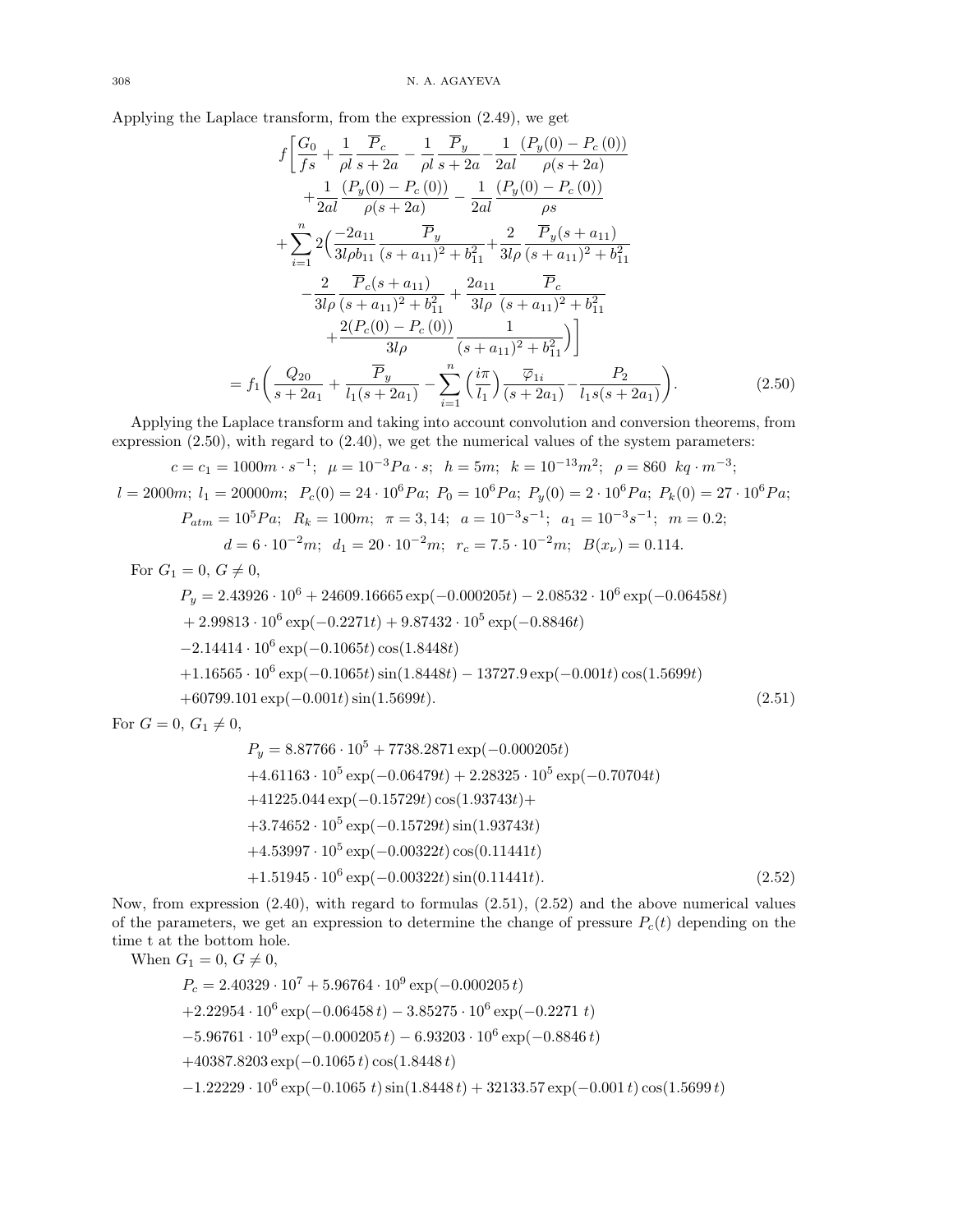Applying the Laplace transform, from the expression (2.49), we get

$$
\begin{aligned}
&f\Bigg[\frac{G_0}{fs}+\frac{1}{\rho l}\frac{\overline{P}_c}{s+2a}-\frac{1}{\rho l}\frac{\overline{P}_y}{s+2a}-\frac{1}{2al}\frac{(P_y(0)-P_c(0))}{\rho(s+2a)}\\
&\quad+\frac{1}{2al}\frac{(P_y(0)-P_c(0))}{\rho(s+2a)}-\frac{1}{2al}\frac{(P_y(0)-P_c(0))}{\rho s}\\
&\quad+\sum_{i=1}^{n}2\Big(\frac{-2a_{11}}{3l\rho b_{11}}\frac{\overline{P}_y}{(s+a_{11})^2+b_{11}^2}+\frac{2}{3l\rho}\frac{\overline{P}_y(s+a_{11})}{(s+a_{11})^2+b_{11}^2}\\
&\quad-\frac{2}{3l\rho}\frac{\overline{P}_c(s+a_{11})}{(s+a_{11})^2+b_{11}^2}+\frac{2a_{11}}{3l\rho}\frac{\overline{P}_c}{(s+a_{11})^2+b_{11}^2}\\
&\quad+\frac{2(P_c(0)-P_c(0))}{3l\rho}\frac{1}{(s+a_{11})^2+b_{11}^2}\Big)\Bigg]\\
&=f_1\Big(\frac{Q_{20}}{s+2a_1}+\frac{\overline{P}_y}{l_1(s+2a_1)}-\sum_{i=1}^{n}\Big(\frac{i\pi}{l_1}\Big)\frac{\overline{\varphi}_{1i}}{(s+2a_1)}-\frac{P_2}{l_1 s(s+2a_1)}\Big). \qquad (2.50)
\end{aligned}
$$

Applying the Laplace transform and taking into account convolution and conversion theorems, from expression (2.50), with regard to (2.40), we get the numerical values of the system parameters:

$$c=c_1=1000m\cdot s^{-1};\ \ \mu=10^{-3}Pa\cdot s;\ \ h=5m;\ \ k=10^{-13}m^2;\ \ \rho=860\ \ kq\cdot m^{-3};$$

$$l=2000m;\ l_1=20000m;\ \ P_c(0)=24\cdot 10^6 Pa;\ P_0=10^6 Pa;\ P_y(0)=2\cdot 10^6 Pa;\ P_k(0)=27\cdot 10^6 Pa;$$

$$P_{atm}=10^5 Pa;\ \ R_k=100m;\ \ \pi=3,14;\ \ a=10^{-3}s^{-1};\ \ a_1=10^{-3}s^{-1};\ \ m=0.2;$$

$$d=6\cdot 10^{-2}m;\ \ d_1=20\cdot 10^{-2}m;\ \ r_c=7.5\cdot 10^{-2}m;\ \ B(x_\nu)=0.114.$$

For $G_1=0$, $G\neq 0$,

$$
\begin{aligned}
P_y&=2.43926\cdot 10^6+24609.16665\exp(-0.000205t)-2.08532\cdot 10^6\exp(-0.06458t)\\
&+2.99813\cdot 10^6\exp(-0.2271t)+9.87432\cdot 10^5\exp(-0.8846t)\\
&-2.14414\cdot 10^6\exp(-0.1065t)\cos(1.8448t)\\
&+1.16565\cdot 10^6\exp(-0.1065t)\sin(1.8448t)-13727.9\exp(-0.001t)\cos(1.5699t)\\
&+60799.101\exp(-0.001t)\sin(1.5699t). \qquad (2.51)
\end{aligned}
$$

For $G=0$, $G_1\neq 0$,

$$
\begin{aligned}
P_y&=8.87766\cdot 10^5+7738.2871\exp(-0.000205t)\\
&+4.61163\cdot 10^5\exp(-0.06479t)+2.28325\cdot 10^5\exp(-0.70704t)\\
&+41225.044\exp(-0.15729t)\cos(1.93743t)+\\
&+3.74652\cdot 10^5\exp(-0.15729t)\sin(1.93743t)\\
&+4.53997\cdot 10^5\exp(-0.00322t)\cos(0.11441t)\\
&+1.51945\cdot 10^6\exp(-0.00322t)\sin(0.11441t). \qquad (2.52)
\end{aligned}
$$

Now, from expression (2.40), with regard to formulas (2.51), (2.52) and the above numerical values of the parameters, we get an expression to determine the change of pressure $P_c(t)$ depending on the time t at the bottom hole.

When $G_1=0$, $G\neq 0$,

$$
\begin{aligned}
P_c&=2.40329\cdot 10^7+5.96764\cdot 10^9\exp(-0.000205\,t)\\
&+2.22954\cdot 10^6\exp(-0.06458\,t)-3.85275\cdot 10^6\exp(-0.2271\,t)\\
&-5.96761\cdot 10^9\exp(-0.000205\,t)-6.93203\cdot 10^6\exp(-0.8846\,t)\\
&+40387.8203\exp(-0.1065\,t)\cos(1.8448\,t)\\
&-1.22229\cdot 10^6\exp(-0.1065\,t)\sin(1.8448\,t)+32133.57\exp(-0.001\,t)\cos(1.5699\,t)
\end{aligned}
$$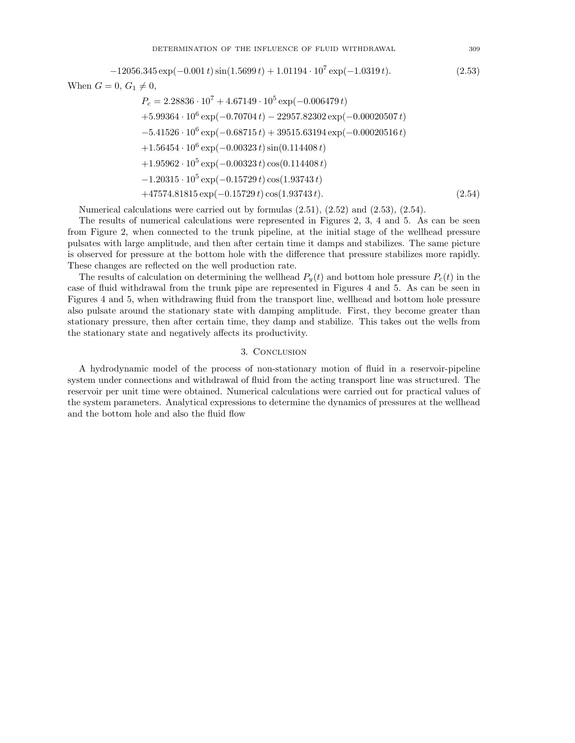$$-12056.345 \exp(-0.001\, t) \sin(1.5699\, t) + 1.01194 \cdot 10^7 \exp(-1.0319\, t). \tag{2.53}$$

When $G = 0$, $G_1 \neq 0$,

$$\begin{aligned}
P_c &= 2.28836 \cdot 10^7 + 4.67149 \cdot 10^5 \exp(-0.006479\, t) \\
&+ 5.99364 \cdot 10^6 \exp(-0.70704\, t) - 22957.82302 \exp(-0.00020507\, t) \\
&- 5.41526 \cdot 10^6 \exp(-0.68715\, t) + 39515.63194 \exp(-0.00020516\, t) \\
&+ 1.56454 \cdot 10^6 \exp(-0.00323\, t) \sin(0.114408\, t) \\
&+ 1.95962 \cdot 10^5 \exp(-0.00323\, t) \cos(0.114408\, t) \\
&- 1.20315 \cdot 10^5 \exp(-0.15729\, t) \cos(1.93743\, t) \\
&+ 47574.81815 \exp(-0.15729\, t) \cos(1.93743\, t).
\end{aligned} \tag{2.54}$$

Numerical calculations were carried out by formulas (2.51), (2.52) and (2.53), (2.54).

The results of numerical calculations were represented in Figures 2, 3, 4 and 5. As can be seen from Figure 2, when connected to the trunk pipeline, at the initial stage of the wellhead pressure pulsates with large amplitude, and then after certain time it damps and stabilizes. The same picture is observed for pressure at the bottom hole with the difference that pressure stabilizes more rapidly. These changes are reflected on the well production rate.

The results of calculation on determining the wellhead $P_y(t)$ and bottom hole pressure $P_c(t)$ in the case of fluid withdrawal from the trunk pipe are represented in Figures 4 and 5. As can be seen in Figures 4 and 5, when withdrawing fluid from the transport line, wellhead and bottom hole pressure also pulsate around the stationary state with damping amplitude. First, they become greater than stationary pressure, then after certain time, they damp and stabilize. This takes out the wells from the stationary state and negatively affects its productivity.

## 3. Conclusion

A hydrodynamic model of the process of non-stationary motion of fluid in a reservoir-pipeline system under connections and withdrawal of fluid from the acting transport line was structured. The reservoir per unit time were obtained. Numerical calculations were carried out for practical values of the system parameters. Analytical expressions to determine the dynamics of pressures at the wellhead and the bottom hole and also the fluid flow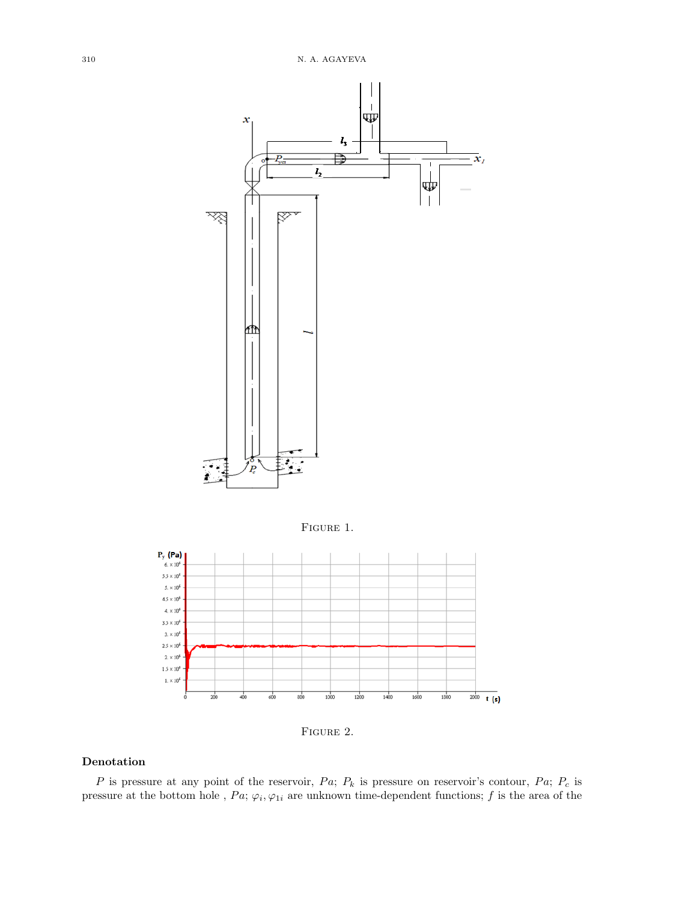FIGURE 1.

FIGURE 2.

### Denotation

$P$ is pressure at any point of the reservoir, $Pa$; $P_k$ is pressure on reservoir's contour, $Pa$; $P_c$ is pressure at the bottom hole , $Pa$; $\varphi_i, \varphi_{1i}$ are unknown time-dependent functions; $f$ is the area of the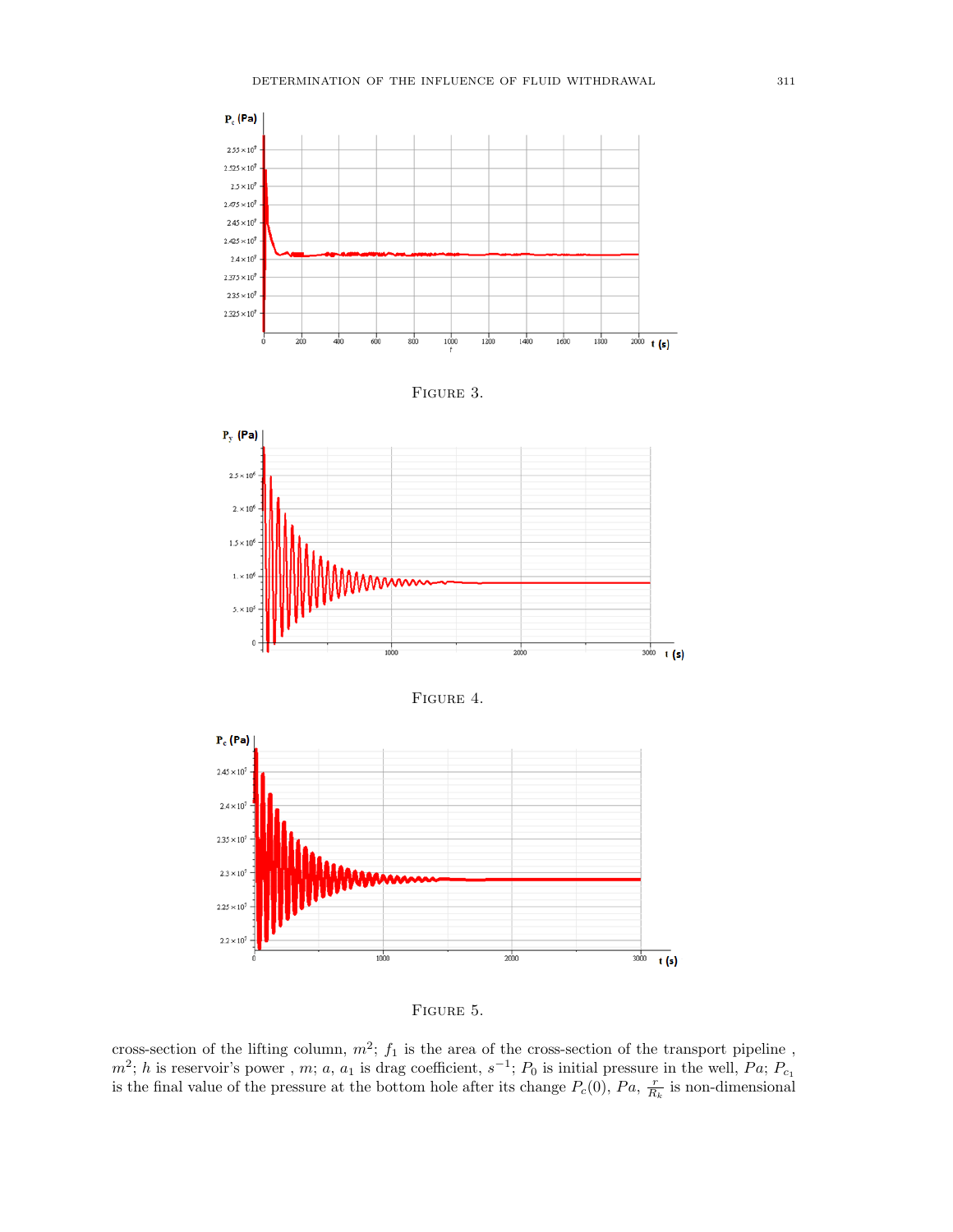FIGURE 3.

FIGURE 4.

FIGURE 5.

cross-section of the lifting column, $m^2$; $f_1$ is the area of the cross-section of the transport pipeline , $m^2$; $h$ is reservoir's power , $m$; $a$, $a_1$ is drag coefficient, $s^{-1}$; $P_0$ is initial pressure in the well, $Pa$; $P_{c_1}$ is the final value of the pressure at the bottom hole after its change $P_c(0)$, $Pa$, $\frac{r}{R_k}$ is non-dimensional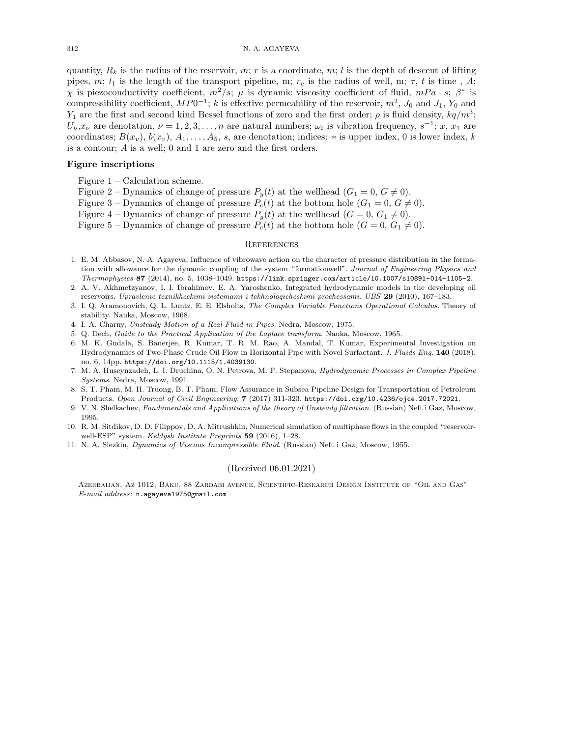quantity, $R_k$ is the radius of the reservoir, $m$; $r$ is a coordinate, $m$; $l$ is the depth of descent of lifting pipes, $m$; $l_1$ is the length of the transport pipeline, m; $r_c$ is the radius of well, m; $\tau$, $t$ is time , $A$; $\chi$ is piezoconductivity coefficient, $m^2/s$; $\mu$ is dynamic viscosity coefficient of fluid, $mPa \cdot s$; $\beta^*$ is compressibility coefficient, $MP0^{-1}$; $k$ is effective permeability of the reservoir, $m^2$, $J_0$ and $J_1$, $Y_0$ and $Y_1$ are the first and second kind Bessel functions of zero and the first order; $\rho$ is fluid density, $kq/m^3$; $U_\nu$,$x_\nu$ are denotation, $\nu = 1, 2, 3, \ldots, n$ are natural numbers; $\omega_i$ is vibration frequency, $s^{-1}$; $x$, $x_1$ are coordinates; $B(x_v)$, $b(x_v)$, $A_1, \ldots, A_5$, $s$, are denotation; indices: $*$ is upper index, 0 is lower index, $k$ is a contour; $A$ is a well; 0 and 1 are zero and the first orders.

**Figure inscriptions**

Figure 1 – Calculation scheme.

Figure 2 – Dynamics of change of pressure $P_y(t)$ at the wellhead ($G_1 = 0$, $G \neq 0$).

Figure 3 – Dynamics of change of pressure $P_c(t)$ at the bottom hole ($G_1 = 0$, $G \neq 0$).

Figure 4 – Dynamics of change of pressure $P_y(t)$ at the wellhead ($G = 0$, $G_1 \neq 0$).

Figure 5 – Dynamics of change of pressure $P_c(t)$ at the bottom hole ($G = 0$, $G_1 \neq 0$).

## References

1. E. M. Abbasov, N. A. Agayeva, Influence of vibrowave action on the character of pressure distribution in the formation with allowance for the dynamic coupling of the system "formationwell". *Journal of Engineering Physics and Thermophysics* **87** (2014), no. 5, 1038–1049. https://link.springer.com/article/10.1007/s10891-014-1105-2.
2. A. V. Akhmetzyanov, I. I. Ibrahimov, E. A. Yaroshenko, Integrated hydrodynamic models in the developing oil reservoirs. *Upravlenie texnikheckimi sistemami i tekhnoloqicheskimi prochessami. UBS* **29** (2010), 167–183.
3. I. Q. Aramonovich, Q. L. Luntz, E. E. Elsholts, *The Complex Variable Functions Operational Calculus*. Theory of stability. Nauka, Moscow, 1968.
4. I. A. Charny, *Unsteady Motion of a Real Fluid in Pipes*. Nedra, Moscow, 1975.
5. Q. Dech, *Guide to the Practical Application of the Laplace transform*. Nauka, Moscow, 1965.
6. M. K. Gudala, S. Banerjee, R. Kumar, T. R. M. Rao, A. Mandal, T. Kumar, Experimental Investigation on Hydrodynamics of Two-Phase Crude Oil Flow in Horizontal Pipe with Novel Surfactant. *J. Fluids Eng.* **140** (2018), no. 6, 14pp. https://doi.org/10.1115/1.4039130.
7. M. A. Huseynzadeh, L. I. Druchina, O. N. Petrova, M. F. Stepanova, *Hydrodynamic Processes in Complex Pipeline Systems*. Nedra, Moscow, 1991.
8. S. T. Pham, M. H. Truong, B. T. Pham, Flow Assurance in Subsea Pipeline Design for Transportation of Petroleum Products. *Open Journal of Civil Engineering,* **7** (2017) 311-323. https://doi.org/10.4236/ojce.2017.72021.
9. V. N. Shelkachev, *Fundamentals and Applications of the theory of Unsteady filtration.* (Russian) Neft i Gaz, Moscow, 1995.
10. R. M. Sitdikov, D. D. Filippov, D. A. Mitrushkin, Numerical simulation of multiphase flows in the coupled "reservoir-well-ESP" system. *Keldysh Institute Preprints* **59** (2016), 1–28.
11. N. A. Slezkin, *Dynamics of Viscous Incompressible Fluid*. (Russian) Neft i Gaz, Moscow, 1955.

(Received 06.01.2021)

Azerbaijan, Az 1012, Baku, 88 Zardabi avenue, Scientific-Research Design Institute of "Oil and Gas"
*E-mail address*: n.agayeva1975@gmail.com